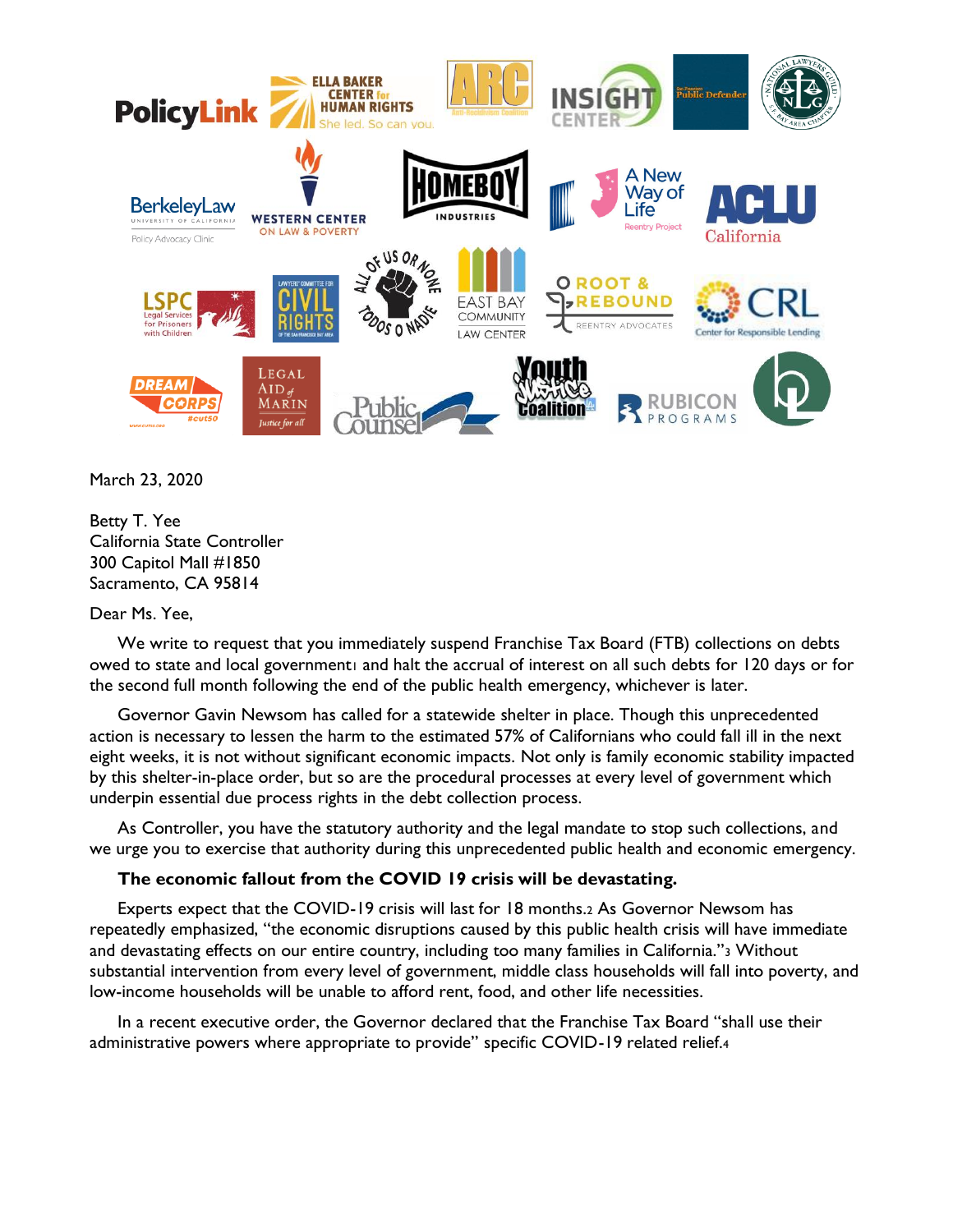March 23, 2020

Betty T. Yee
California State Controller
300 Capitol Mall #1850
Sacramento, CA 95814

Dear Ms. Yee,

We write to request that you immediately suspend Franchise Tax Board (FTB) collections on debts owed to state and local government[1] and halt the accrual of interest on all such debts for 120 days or for the second full month following the end of the public health emergency, whichever is later.

Governor Gavin Newsom has called for a statewide shelter in place. Though this unprecedented action is necessary to lessen the harm to the estimated 57% of Californians who could fall ill in the next eight weeks, it is not without significant economic impacts. Not only is family economic stability impacted by this shelter-in-place order, but so are the procedural processes at every level of government which underpin essential due process rights in the debt collection process.

As Controller, you have the statutory authority and the legal mandate to stop such collections, and we urge you to exercise that authority during this unprecedented public health and economic emergency.

**The economic fallout from the COVID 19 crisis will be devastating.**

Experts expect that the COVID-19 crisis will last for 18 months.[2] As Governor Newsom has repeatedly emphasized, "the economic disruptions caused by this public health crisis will have immediate and devastating effects on our entire country, including too many families in California."[3] Without substantial intervention from every level of government, middle class households will fall into poverty, and low-income households will be unable to afford rent, food, and other life necessities.

In a recent executive order, the Governor declared that the Franchise Tax Board "shall use their administrative powers where appropriate to provide" specific COVID-19 related relief.[4]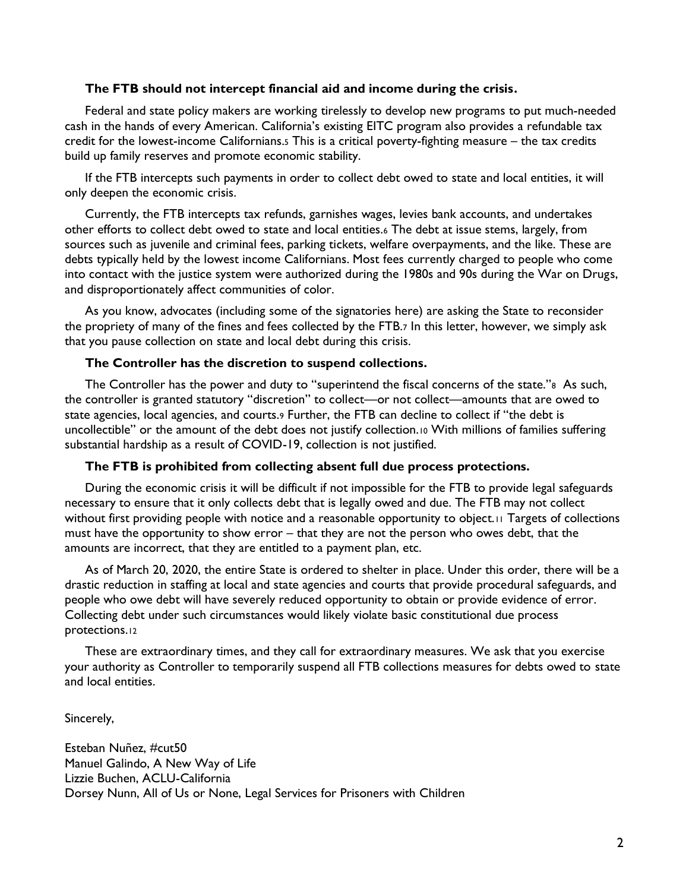**The FTB should not intercept financial aid and income during the crisis.**

Federal and state policy makers are working tirelessly to develop new programs to put much-needed cash in the hands of every American. California's existing EITC program also provides a refundable tax credit for the lowest-income Californians.[5] This is a critical poverty-fighting measure – the tax credits build up family reserves and promote economic stability.

If the FTB intercepts such payments in order to collect debt owed to state and local entities, it will only deepen the economic crisis.

Currently, the FTB intercepts tax refunds, garnishes wages, levies bank accounts, and undertakes other efforts to collect debt owed to state and local entities.[6] The debt at issue stems, largely, from sources such as juvenile and criminal fees, parking tickets, welfare overpayments, and the like. These are debts typically held by the lowest income Californians. Most fees currently charged to people who come into contact with the justice system were authorized during the 1980s and 90s during the War on Drugs, and disproportionately affect communities of color.

As you know, advocates (including some of the signatories here) are asking the State to reconsider the propriety of many of the fines and fees collected by the FTB.[7] In this letter, however, we simply ask that you pause collection on state and local debt during this crisis.

**The Controller has the discretion to suspend collections.**

The Controller has the power and duty to "superintend the fiscal concerns of the state."[8] As such, the controller is granted statutory "discretion" to collect—or not collect—amounts that are owed to state agencies, local agencies, and courts.[9] Further, the FTB can decline to collect if "the debt is uncollectible" or the amount of the debt does not justify collection.[10] With millions of families suffering substantial hardship as a result of COVID-19, collection is not justified.

**The FTB is prohibited from collecting absent full due process protections.**

During the economic crisis it will be difficult if not impossible for the FTB to provide legal safeguards necessary to ensure that it only collects debt that is legally owed and due. The FTB may not collect without first providing people with notice and a reasonable opportunity to object.[11] Targets of collections must have the opportunity to show error – that they are not the person who owes debt, that the amounts are incorrect, that they are entitled to a payment plan, etc.

As of March 20, 2020, the entire State is ordered to shelter in place. Under this order, there will be a drastic reduction in staffing at local and state agencies and courts that provide procedural safeguards, and people who owe debt will have severely reduced opportunity to obtain or provide evidence of error. Collecting debt under such circumstances would likely violate basic constitutional due process protections.[12]

These are extraordinary times, and they call for extraordinary measures. We ask that you exercise your authority as Controller to temporarily suspend all FTB collections measures for debts owed to state and local entities.

Sincerely,

Esteban Nuñez, #cut50
Manuel Galindo, A New Way of Life
Lizzie Buchen, ACLU-California
Dorsey Nunn, All of Us or None, Legal Services for Prisoners with Children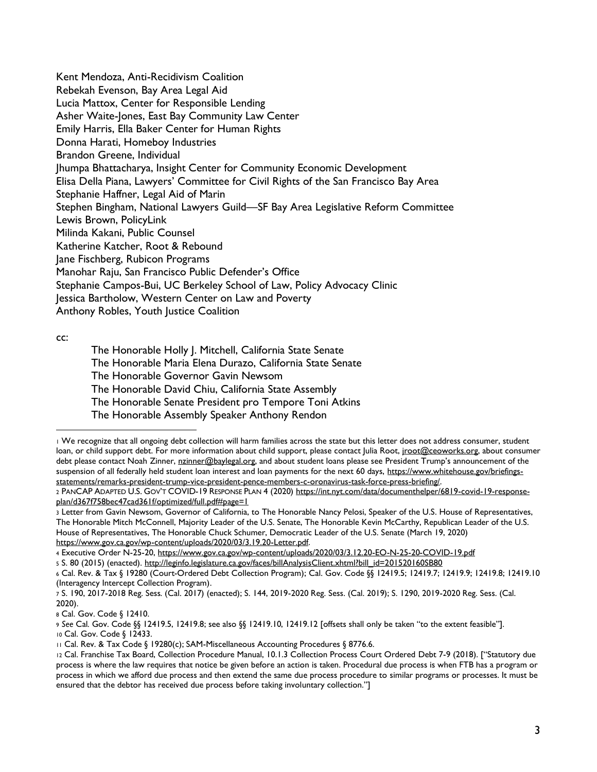Kent Mendoza, Anti-Recidivism Coalition
Rebekah Evenson, Bay Area Legal Aid
Lucia Mattox, Center for Responsible Lending
Asher Waite-Jones, East Bay Community Law Center
Emily Harris, Ella Baker Center for Human Rights
Donna Harati, Homeboy Industries
Brandon Greene, Individual
Jhumpa Bhattacharya, Insight Center for Community Economic Development
Elisa Della Piana, Lawyers' Committee for Civil Rights of the San Francisco Bay Area
Stephanie Haffner, Legal Aid of Marin
Stephen Bingham, National Lawyers Guild—SF Bay Area Legislative Reform Committee
Lewis Brown, PolicyLink
Milinda Kakani, Public Counsel
Katherine Katcher, Root & Rebound
Jane Fischberg, Rubicon Programs
Manohar Raju, San Francisco Public Defender's Office
Stephanie Campos-Bui, UC Berkeley School of Law, Policy Advocacy Clinic
Jessica Bartholow, Western Center on Law and Poverty
Anthony Robles, Youth Justice Coalition

cc:

The Honorable Holly J. Mitchell, California State Senate
The Honorable Maria Elena Durazo, California State Senate
The Honorable Governor Gavin Newsom
The Honorable David Chiu, California State Assembly
The Honorable Senate President pro Tempore Toni Atkins
The Honorable Assembly Speaker Anthony Rendon

---

[1] We recognize that all ongoing debt collection will harm families across the state but this letter does not address consumer, student loan, or child support debt. For more information about child support, please contact Julia Root, jroot@ceoworks.org, about consumer debt please contact Noah Zinner, nzinner@baylegal.org, and about student loans please see President Trump's announcement of the suspension of all federally held student loan interest and loan payments for the next 60 days, https://www.whitehouse.gov/briefings-statements/remarks-president-trump-vice-president-pence-members-c-oronavirus-task-force-press-briefing/.

[2] PanCAP Adapted U.S. Gov't COVID-19 Response Plan 4 (2020) https://int.nyt.com/data/documenthelper/6819-covid-19-response-plan/d367f758bec47cad361f/optimized/full.pdf#page=1

[3] Letter from Gavin Newsom, Governor of California, to The Honorable Nancy Pelosi, Speaker of the U.S. House of Representatives, The Honorable Mitch McConnell, Majority Leader of the U.S. Senate, The Honorable Kevin McCarthy, Republican Leader of the U.S. House of Representatives, The Honorable Chuck Schumer, Democratic Leader of the U.S. Senate (March 19, 2020) https://www.gov.ca.gov/wp-content/uploads/2020/03/3.19.20-Letter.pdf.

[4] Executive Order N-25-20, https://www.gov.ca.gov/wp-content/uploads/2020/03/3.12.20-EO-N-25-20-COVID-19.pdf

[5] S. 80 (2015) (enacted). http://leginfo.legislature.ca.gov/faces/billAnalysisClient.xhtml?bill_id=201520160SB80

[6] Cal. Rev. & Tax § 19280 (Court-Ordered Debt Collection Program); Cal. Gov. Code §§ 12419.5; 12419.7; 12419.9; 12419.8; 12419.10 (Interagency Intercept Collection Program).

[7] S. 190, 2017-2018 Reg. Sess. (Cal. 2017) (enacted); S. 144, 2019-2020 Reg. Sess. (Cal. 2019); S. 1290, 2019-2020 Reg. Sess. (Cal. 2020).

[8] Cal. Gov. Code § 12410.

[9] *See* Cal. Gov. Code §§ 12419.5, 12419.8; see also §§ 12419.10, 12419.12 [offsets shall only be taken "to the extent feasible"].

[10] Cal. Gov. Code § 12433.

[11] Cal. Rev. & Tax Code § 19280(c); SAM-Miscellaneous Accounting Procedures § 8776.6.

[12] Cal. Franchise Tax Board, Collection Procedure Manual, 10.1.3 Collection Process Court Ordered Debt 7-9 (2018). ["Statutory due process is where the law requires that notice be given before an action is taken. Procedural due process is when FTB has a program or process in which we afford due process and then extend the same due process procedure to similar programs or processes. It must be ensured that the debtor has received due process before taking involuntary collection."]